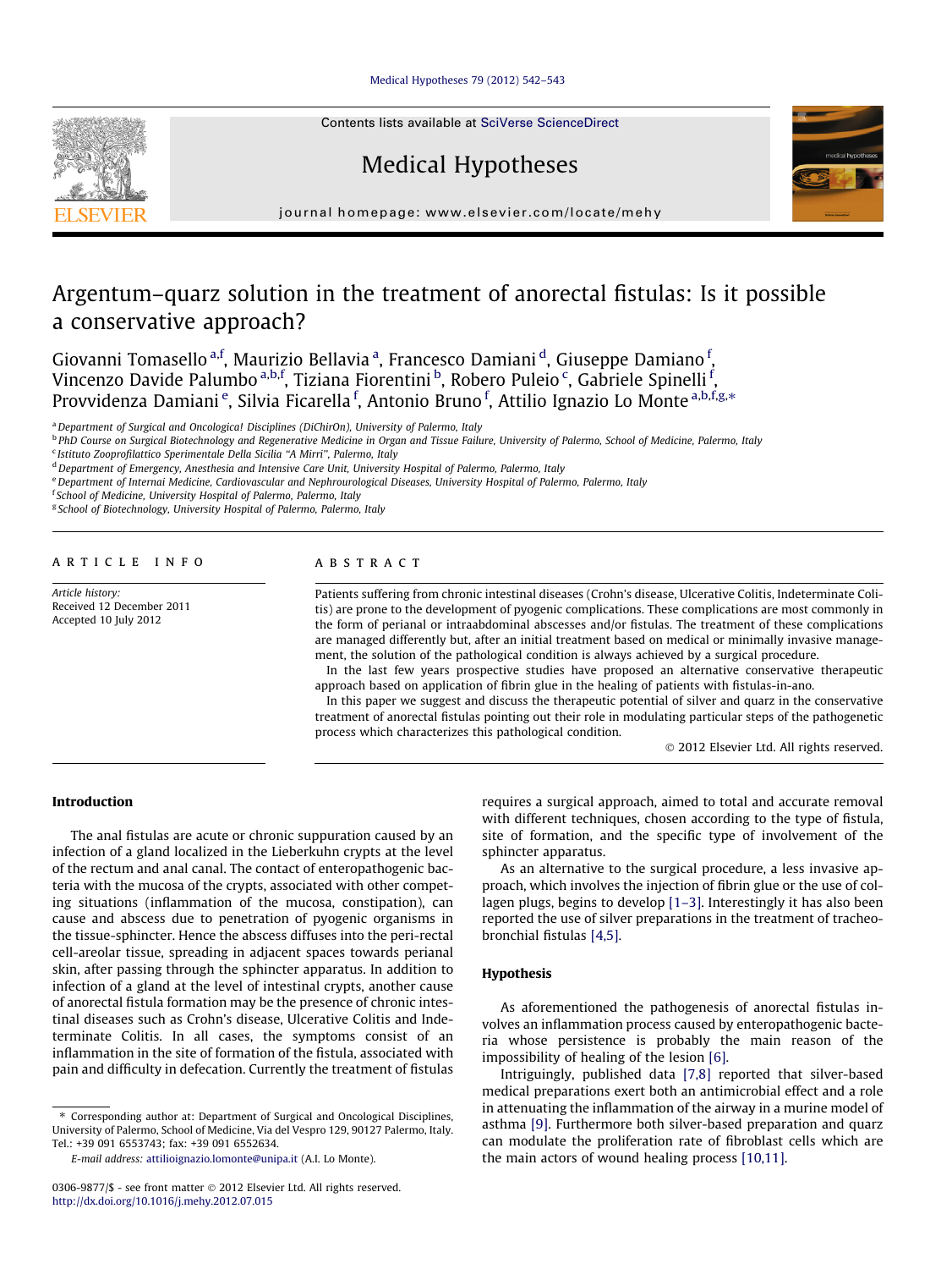# Argentum–quarz solution in the treatment of anorectal fistulas: Is it possible a conservative approach?

Giovanni Tomasello [a,f], Maurizio Bellavia [a], Francesco Damiani [d], Giuseppe Damiano [f], Vincenzo Davide Palumbo [a,b,f], Tiziana Fiorentini [b], Robero Puleio [c], Gabriele Spinelli [f], Provvidenza Damiani [e], Silvia Ficarella [f], Antonio Bruno [f], Attilio Ignazio Lo Monte [a,b,f,g,*]

[a] Department of Surgical and Oncologica! Disciplines (DiChirOn), University of Palermo, Italy
[b] PhD Course on Surgical Biotechnology and Regenerative Medicine in Organ and Tissue Failure, University of Palermo, School of Medicine, Palermo, Italy
[c] Istituto Zooprofilattico Sperimentale Della Sicilia "A Mirri", Palermo, Italy
[d] Department of Emergency, Anesthesia and Intensive Care Unit, University Hospital of Palermo, Palermo, Italy
[e] Department of Internai Medicine, Cardiovascular and Nephrourological Diseases, University Hospital of Palermo, Palermo, Italy
[f] School of Medicine, University Hospital of Palermo, Palermo, Italy
[g] School of Biotechnology, University Hospital of Palermo, Palermo, Italy

**ARTICLE INFO**

*Article history:*
Received 12 December 2011
Accepted 10 July 2012

**ABSTRACT**

Patients suffering from chronic intestinal diseases (Crohn's disease, Ulcerative Colitis, Indeterminate Colitis) are prone to the development of pyogenic complications. These complications are most commonly in the form of perianal or intraabdominal abscesses and/or fistulas. The treatment of these complications are managed differently but, after an initial treatment based on medical or minimally invasive management, the solution of the pathological condition is always achieved by a surgical procedure.

In the last few years prospective studies have proposed an alternative conservative therapeutic approach based on application of fibrin glue in the healing of patients with fistulas-in-ano.

In this paper we suggest and discuss the therapeutic potential of silver and quarz in the conservative treatment of anorectal fistulas pointing out their role in modulating particular steps of the pathogenetic process which characterizes this pathological condition.

© 2012 Elsevier Ltd. All rights reserved.

## Introduction

The anal fistulas are acute or chronic suppuration caused by an infection of a gland localized in the Lieberkuhn crypts at the level of the rectum and anal canal. The contact of enteropathogenic bacteria with the mucosa of the crypts, associated with other competing situations (inflammation of the mucosa, constipation), can cause and abscess due to penetration of pyogenic organisms in the tissue-sphincter. Hence the abscess diffuses into the peri-rectal cell-areolar tissue, spreading in adjacent spaces towards perianal skin, after passing through the sphincter apparatus. In addition to infection of a gland at the level of intestinal crypts, another cause of anorectal fistula formation may be the presence of chronic intestinal diseases such as Crohn's disease, Ulcerative Colitis and Indeterminate Colitis. In all cases, the symptoms consist of an inflammation in the site of formation of the fistula, associated with pain and difficulty in defecation. Currently the treatment of fistulas requires a surgical approach, aimed to total and accurate removal with different techniques, chosen according to the type of fistula, site of formation, and the specific type of involvement of the sphincter apparatus.

As an alternative to the surgical procedure, a less invasive approach, which involves the injection of fibrin glue or the use of collagen plugs, begins to develop [1–3]. Interestingly it has also been reported the use of silver preparations in the treatment of tracheobronchial fistulas [4,5].

## Hypothesis

As aforementioned the pathogenesis of anorectal fistulas involves an inflammation process caused by enteropathogenic bacteria whose persistence is probably the main reason of the impossibility of healing of the lesion [6].

Intriguingly, published data [7,8] reported that silver-based medical preparations exert both an antimicrobial effect and a role in attenuating the inflammation of the airway in a murine model of asthma [9]. Furthermore both silver-based preparation and quarz can modulate the proliferation rate of fibroblast cells which are the main actors of wound healing process [10,11].

* Corresponding author at: Department of Surgical and Oncological Disciplines, University of Palermo, School of Medicine, Via del Vespro 129, 90127 Palermo, Italy. Tel.: +39 091 6553743; fax: +39 091 6552634.
E-mail address: attilioignazio.lomonte@unipa.it (A.I. Lo Monte).

0306-9877/$ - see front matter © 2012 Elsevier Ltd. All rights reserved.
http://dx.doi.org/10.1016/j.mehy.2012.07.015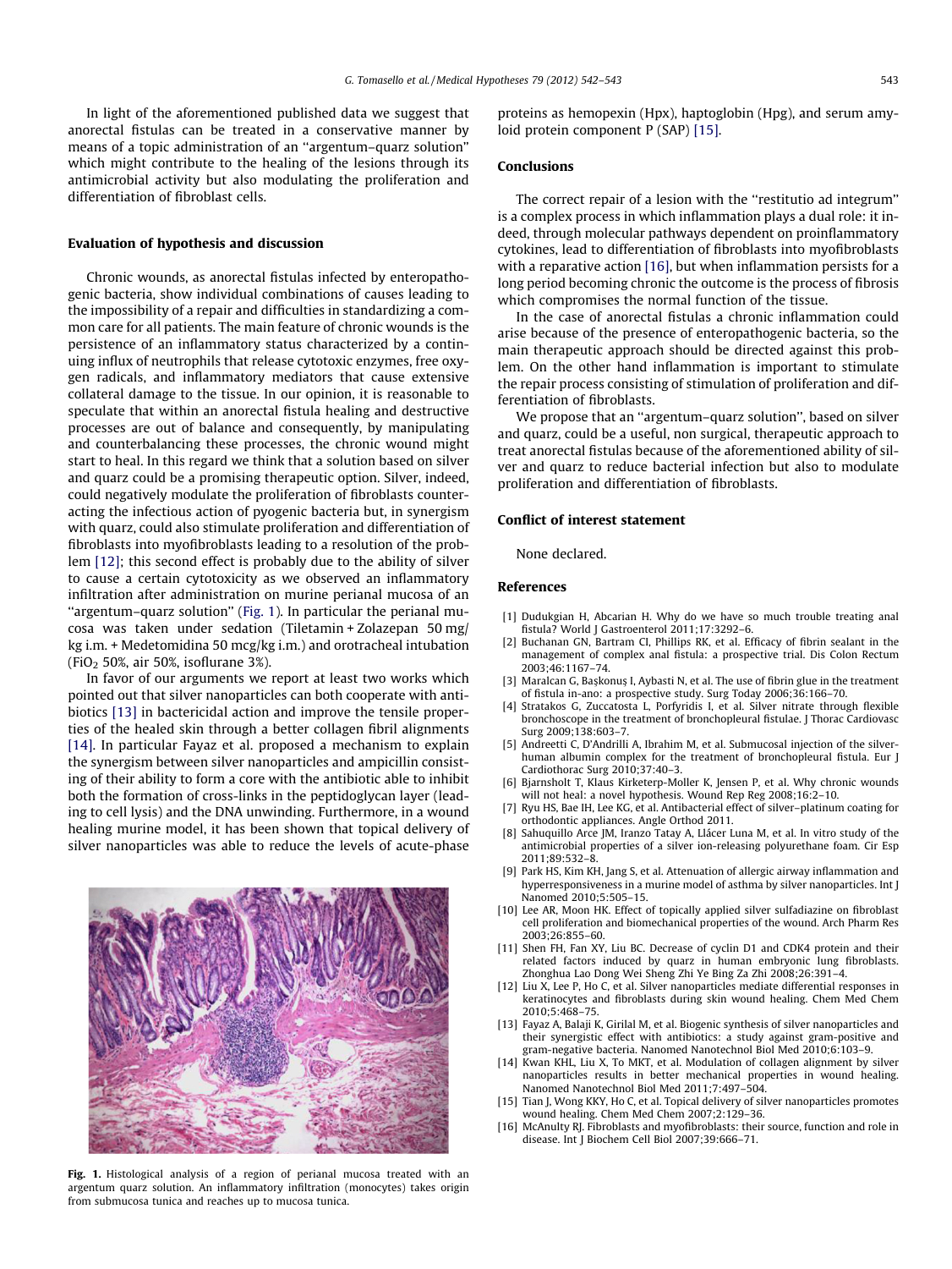In light of the aforementioned published data we suggest that anorectal fistulas can be treated in a conservative manner by means of a topic administration of an ''argentum–quarz solution'' which might contribute to the healing of the lesions through its antimicrobial activity but also modulating the proliferation and differentiation of fibroblast cells.

## Evaluation of hypothesis and discussion

Chronic wounds, as anorectal fistulas infected by enteropathogenic bacteria, show individual combinations of causes leading to the impossibility of a repair and difficulties in standardizing a common care for all patients. The main feature of chronic wounds is the persistence of an inflammatory status characterized by a continuing influx of neutrophils that release cytotoxic enzymes, free oxygen radicals, and inflammatory mediators that cause extensive collateral damage to the tissue. In our opinion, it is reasonable to speculate that within an anorectal fistula healing and destructive processes are out of balance and consequently, by manipulating and counterbalancing these processes, the chronic wound might start to heal. In this regard we think that a solution based on silver and quarz could be a promising therapeutic option. Silver, indeed, could negatively modulate the proliferation of fibroblasts counteracting the infectious action of pyogenic bacteria but, in synergism with quarz, could also stimulate proliferation and differentiation of fibroblasts into myofibroblasts leading to a resolution of the problem [12]; this second effect is probably due to the ability of silver to cause a certain cytotoxicity as we observed an inflammatory infiltration after administration on murine perianal mucosa of an ''argentum–quarz solution'' (Fig. 1). In particular the perianal mucosa was taken under sedation (Tiletamin + Zolazepan 50 mg/kg i.m. + Medetomidina 50 mcg/kg i.m.) and orotracheal intubation ($FiO_2$ 50%, air 50%, isoflurane 3%).

In favor of our arguments we report at least two works which pointed out that silver nanoparticles can both cooperate with antibiotics [13] in bactericidal action and improve the tensile properties of the healed skin through a better collagen fibril alignments [14]. In particular Fayaz et al. proposed a mechanism to explain the synergism between silver nanoparticles and ampicillin consisting of their ability to form a core with the antibiotic able to inhibit both the formation of cross-links in the peptidoglycan layer (leading to cell lysis) and the DNA unwinding. Furthermore, in a wound healing murine model, it has been shown that topical delivery of silver nanoparticles was able to reduce the levels of acute-phase proteins as hemopexin (Hpx), haptoglobin (Hpg), and serum amyloid protein component P (SAP) [15].

Fig. 1. Histological analysis of a region of perianal mucosa treated with an argentum quarz solution. An inflammatory infiltration (monocytes) takes origin from submucosa tunica and reaches up to mucosa tunica.

## Conclusions

The correct repair of a lesion with the ''restitutio ad integrum'' is a complex process in which inflammation plays a dual role: it indeed, through molecular pathways dependent on proinflammatory cytokines, lead to differentiation of fibroblasts into myofibroblasts with a reparative action [16], but when inflammation persists for a long period becoming chronic the outcome is the process of fibrosis which compromises the normal function of the tissue.

In the case of anorectal fistulas a chronic inflammation could arise because of the presence of enteropathogenic bacteria, so the main therapeutic approach should be directed against this problem. On the other hand inflammation is important to stimulate the repair process consisting of stimulation of proliferation and differentiation of fibroblasts.

We propose that an ''argentum–quarz solution'', based on silver and quarz, could be a useful, non surgical, therapeutic approach to treat anorectal fistulas because of the aforementioned ability of silver and quarz to reduce bacterial infection but also to modulate proliferation and differentiation of fibroblasts.

## Conflict of interest statement

None declared.

## References

[1] Dudukgian H, Abcarian H. Why do we have so much trouble treating anal fistula? World J Gastroenterol 2011;17:3292–6.

[2] Buchanan GN, Bartram CI, Phillips RK, et al. Efficacy of fibrin sealant in the management of complex anal fistula: a prospective trial. Dis Colon Rectum 2003;46:1167–74.

[3] Maralcan G, Başkonuş I, Aybasti N, et al. The use of fibrin glue in the treatment of fistula in-ano: a prospective study. Surg Today 2006;36:166–70.

[4] Stratakos G, Zuccatosta L, Porfyridis I, et al. Silver nitrate through flexible bronchoscope in the treatment of bronchopleural fistulae. J Thorac Cardiovasc Surg 2009;138:603–7.

[5] Andreetti C, D'Andrilli A, Ibrahim M, et al. Submucosal injection of the silver-human albumin complex for the treatment of bronchopleural fistula. Eur J Cardiothorac Surg 2010;37:40–3.

[6] Bjarnsholt T, Klaus Kirketerp-Moller K, Jensen P, et al. Why chronic wounds will not heal: a novel hypothesis. Wound Rep Reg 2008;16:2–10.

[7] Ryu HS, Bae IH, Lee KG, et al. Antibacterial effect of silver–platinum coating for orthodontic appliances. Angle Orthod 2011.

[8] Sahuquillo Arce JM, Iranzo Tatay A, Llácer Luna M, et al. In vitro study of the antimicrobial properties of a silver ion-releasing polyurethane foam. Cir Esp 2011;89:532–8.

[9] Park HS, Kim KH, Jang S, et al. Attenuation of allergic airway inflammation and hyperresponsiveness in a murine model of asthma by silver nanoparticles. Int J Nanomed 2010;5:505–15.

[10] Lee AR, Moon HK. Effect of topically applied silver sulfadiazine on fibroblast cell proliferation and biomechanical properties of the wound. Arch Pharm Res 2003;26:855–60.

[11] Shen FH, Fan XY, Liu BC. Decrease of cyclin D1 and CDK4 protein and their related factors induced by quarz in human embryonic lung fibroblasts. Zhonghua Lao Dong Wei Sheng Zhi Ye Bing Za Zhi 2008;26:391–4.

[12] Liu X, Lee P, Ho C, et al. Silver nanoparticles mediate differential responses in keratinocytes and fibroblasts during skin wound healing. Chem Med Chem 2010;5:468–75.

[13] Fayaz A, Balaji K, Girilal M, et al. Biogenic synthesis of silver nanoparticles and their synergistic effect with antibiotics: a study against gram-positive and gram-negative bacteria. Nanomed Nanotechnol Biol Med 2010;6:103–9.

[14] Kwan KHL, Liu X, To MKT, et al. Modulation of collagen alignment by silver nanoparticles results in better mechanical properties in wound healing. Nanomed Nanotechnol Biol Med 2011;7:497–504.

[15] Tian J, Wong KKY, Ho C, et al. Topical delivery of silver nanoparticles promotes wound healing. Chem Med Chem 2007;2:129–36.

[16] McAnulty RJ. Fibroblasts and myofibroblasts: their source, function and role in disease. Int J Biochem Cell Biol 2007;39:666–71.